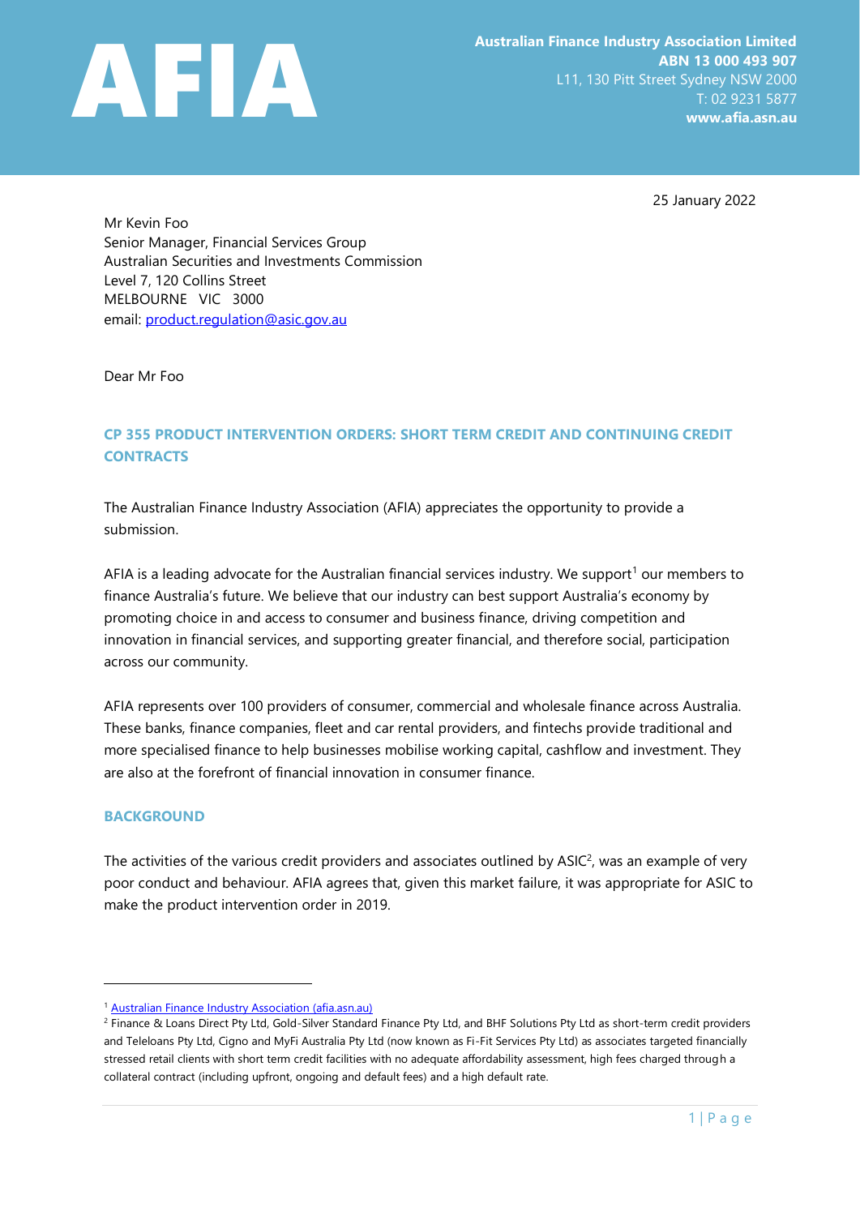# AFIA

**Australian Finance Industry Association Limited**
**ABN 13 000 493 907**
L11, 130 Pitt Street Sydney NSW 2000
T: 02 9231 5877
**www.afia.asn.au**

25 January 2022

Mr Kevin Foo
Senior Manager, Financial Services Group
Australian Securities and Investments Commission
Level 7, 120 Collins Street
MELBOURNE VIC 3000
email: product.regulation@asic.gov.au

Dear Mr Foo

## CP 355 PRODUCT INTERVENTION ORDERS: SHORT TERM CREDIT AND CONTINUING CREDIT CONTRACTS

The Australian Finance Industry Association (AFIA) appreciates the opportunity to provide a submission.

AFIA is a leading advocate for the Australian financial services industry. We support[1] our members to finance Australia's future. We believe that our industry can best support Australia's economy by promoting choice in and access to consumer and business finance, driving competition and innovation in financial services, and supporting greater financial, and therefore social, participation across our community.

AFIA represents over 100 providers of consumer, commercial and wholesale finance across Australia. These banks, finance companies, fleet and car rental providers, and fintechs provide traditional and more specialised finance to help businesses mobilise working capital, cashflow and investment. They are also at the forefront of financial innovation in consumer finance.

## BACKGROUND

The activities of the various credit providers and associates outlined by ASIC[2], was an example of very poor conduct and behaviour. AFIA agrees that, given this market failure, it was appropriate for ASIC to make the product intervention order in 2019.

---

[1] Australian Finance Industry Association (afia.asn.au)

[2] Finance & Loans Direct Pty Ltd, Gold-Silver Standard Finance Pty Ltd, and BHF Solutions Pty Ltd as short-term credit providers and Teleloans Pty Ltd, Cigno and MyFi Australia Pty Ltd (now known as Fi-Fit Services Pty Ltd) as associates targeted financially stressed retail clients with short term credit facilities with no adequate affordability assessment, high fees charged through a collateral contract (including upfront, ongoing and default fees) and a high default rate.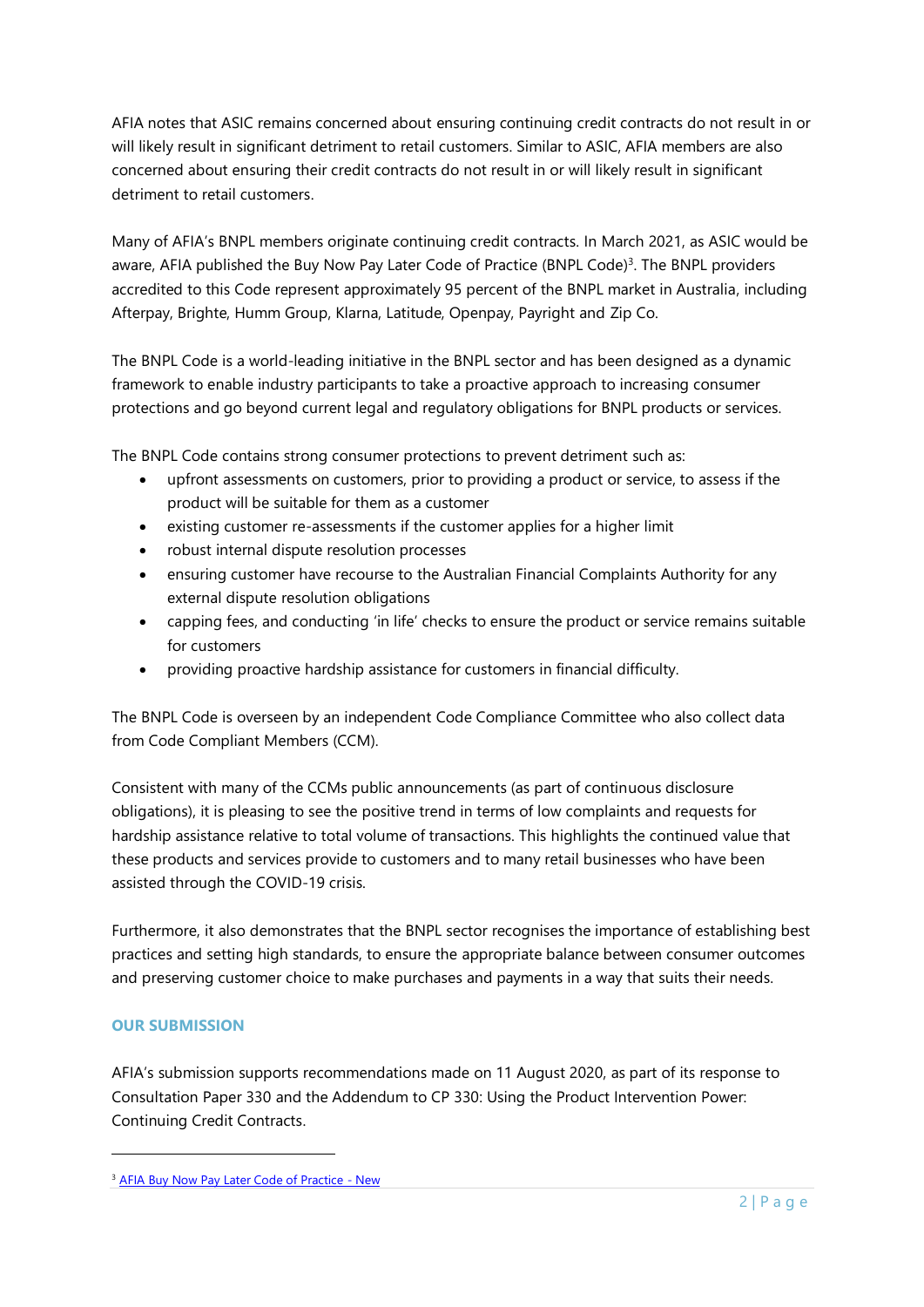AFIA notes that ASIC remains concerned about ensuring continuing credit contracts do not result in or will likely result in significant detriment to retail customers. Similar to ASIC, AFIA members are also concerned about ensuring their credit contracts do not result in or will likely result in significant detriment to retail customers.

Many of AFIA's BNPL members originate continuing credit contracts. In March 2021, as ASIC would be aware, AFIA published the Buy Now Pay Later Code of Practice (BNPL Code)[3]. The BNPL providers accredited to this Code represent approximately 95 percent of the BNPL market in Australia, including Afterpay, Brighte, Humm Group, Klarna, Latitude, Openpay, Payright and Zip Co.

The BNPL Code is a world-leading initiative in the BNPL sector and has been designed as a dynamic framework to enable industry participants to take a proactive approach to increasing consumer protections and go beyond current legal and regulatory obligations for BNPL products or services.

The BNPL Code contains strong consumer protections to prevent detriment such as:

- upfront assessments on customers, prior to providing a product or service, to assess if the product will be suitable for them as a customer
- existing customer re-assessments if the customer applies for a higher limit
- robust internal dispute resolution processes
- ensuring customer have recourse to the Australian Financial Complaints Authority for any external dispute resolution obligations
- capping fees, and conducting 'in life' checks to ensure the product or service remains suitable for customers
- providing proactive hardship assistance for customers in financial difficulty.

The BNPL Code is overseen by an independent Code Compliance Committee who also collect data from Code Compliant Members (CCM).

Consistent with many of the CCMs public announcements (as part of continuous disclosure obligations), it is pleasing to see the positive trend in terms of low complaints and requests for hardship assistance relative to total volume of transactions. This highlights the continued value that these products and services provide to customers and to many retail businesses who have been assisted through the COVID-19 crisis.

Furthermore, it also demonstrates that the BNPL sector recognises the importance of establishing best practices and setting high standards, to ensure the appropriate balance between consumer outcomes and preserving customer choice to make purchases and payments in a way that suits their needs.

## OUR SUBMISSION

AFIA's submission supports recommendations made on 11 August 2020, as part of its response to Consultation Paper 330 and the Addendum to CP 330: Using the Product Intervention Power: Continuing Credit Contracts.

---

[3] AFIA Buy Now Pay Later Code of Practice - New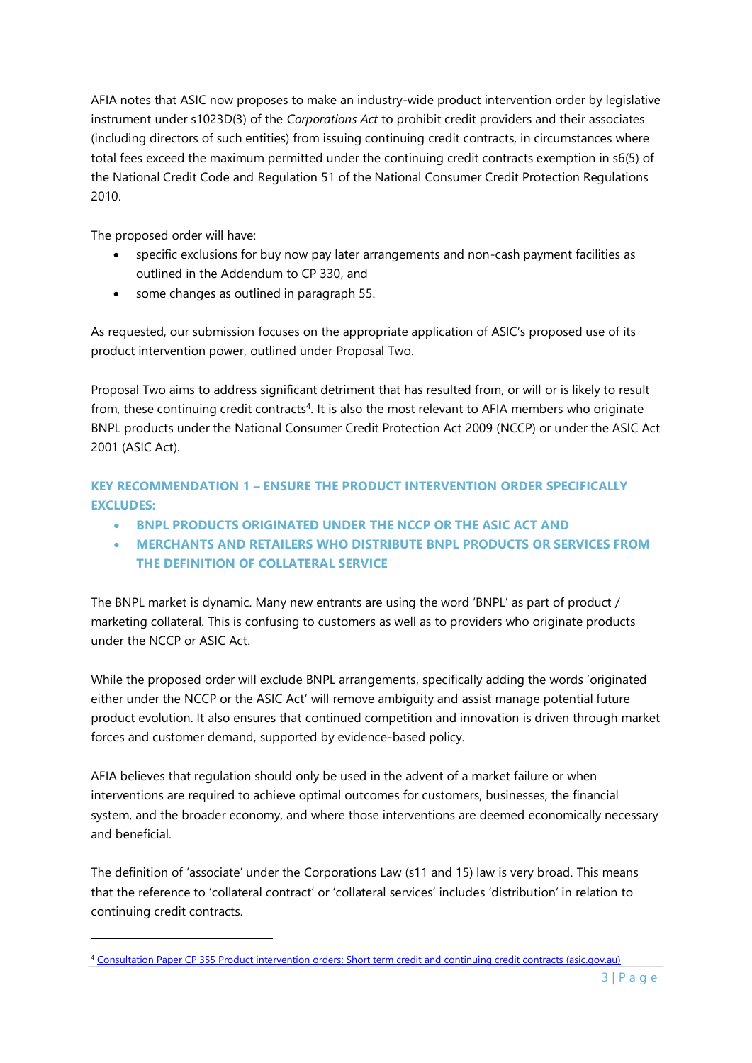AFIA notes that ASIC now proposes to make an industry-wide product intervention order by legislative instrument under s1023D(3) of the *Corporations Act* to prohibit credit providers and their associates (including directors of such entities) from issuing continuing credit contracts, in circumstances where total fees exceed the maximum permitted under the continuing credit contracts exemption in s6(5) of the National Credit Code and Regulation 51 of the National Consumer Credit Protection Regulations 2010.

The proposed order will have:

- specific exclusions for buy now pay later arrangements and non-cash payment facilities as outlined in the Addendum to CP 330, and
- some changes as outlined in paragraph 55.

As requested, our submission focuses on the appropriate application of ASIC's proposed use of its product intervention power, outlined under Proposal Two.

Proposal Two aims to address significant detriment that has resulted from, or will or is likely to result from, these continuing credit contracts[4]. It is also the most relevant to AFIA members who originate BNPL products under the National Consumer Credit Protection Act 2009 (NCCP) or under the ASIC Act 2001 (ASIC Act).

### KEY RECOMMENDATION 1 – ENSURE THE PRODUCT INTERVENTION ORDER SPECIFICALLY EXCLUDES:

- **BNPL PRODUCTS ORIGINATED UNDER THE NCCP OR THE ASIC ACT AND**
- **MERCHANTS AND RETAILERS WHO DISTRIBUTE BNPL PRODUCTS OR SERVICES FROM THE DEFINITION OF COLLATERAL SERVICE**

The BNPL market is dynamic. Many new entrants are using the word 'BNPL' as part of product / marketing collateral. This is confusing to customers as well as to providers who originate products under the NCCP or ASIC Act.

While the proposed order will exclude BNPL arrangements, specifically adding the words 'originated either under the NCCP or the ASIC Act' will remove ambiguity and assist manage potential future product evolution. It also ensures that continued competition and innovation is driven through market forces and customer demand, supported by evidence-based policy.

AFIA believes that regulation should only be used in the advent of a market failure or when interventions are required to achieve optimal outcomes for customers, businesses, the financial system, and the broader economy, and where those interventions are deemed economically necessary and beneficial.

The definition of 'associate' under the Corporations Law (s11 and 15) law is very broad. This means that the reference to 'collateral contract' or 'collateral services' includes 'distribution' in relation to continuing credit contracts.

---

[4] [Consultation Paper CP 355 Product intervention orders: Short term credit and continuing credit contracts (asic.gov.au)](asic.gov.au)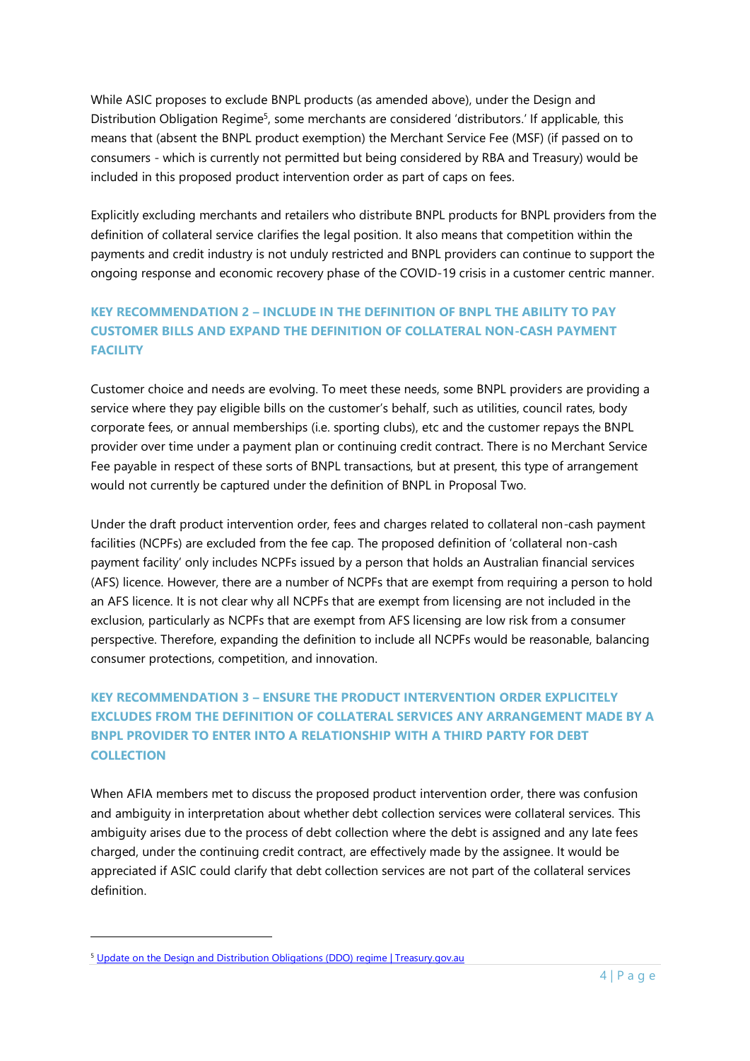While ASIC proposes to exclude BNPL products (as amended above), under the Design and Distribution Obligation Regime[5], some merchants are considered 'distributors.' If applicable, this means that (absent the BNPL product exemption) the Merchant Service Fee (MSF) (if passed on to consumers - which is currently not permitted but being considered by RBA and Treasury) would be included in this proposed product intervention order as part of caps on fees.

Explicitly excluding merchants and retailers who distribute BNPL products for BNPL providers from the definition of collateral service clarifies the legal position. It also means that competition within the payments and credit industry is not unduly restricted and BNPL providers can continue to support the ongoing response and economic recovery phase of the COVID-19 crisis in a customer centric manner.

### KEY RECOMMENDATION 2 – INCLUDE IN THE DEFINITION OF BNPL THE ABILITY TO PAY CUSTOMER BILLS AND EXPAND THE DEFINITION OF COLLATERAL NON-CASH PAYMENT FACILITY

Customer choice and needs are evolving. To meet these needs, some BNPL providers are providing a service where they pay eligible bills on the customer's behalf, such as utilities, council rates, body corporate fees, or annual memberships (i.e. sporting clubs), etc and the customer repays the BNPL provider over time under a payment plan or continuing credit contract. There is no Merchant Service Fee payable in respect of these sorts of BNPL transactions, but at present, this type of arrangement would not currently be captured under the definition of BNPL in Proposal Two.

Under the draft product intervention order, fees and charges related to collateral non-cash payment facilities (NCPFs) are excluded from the fee cap. The proposed definition of 'collateral non-cash payment facility' only includes NCPFs issued by a person that holds an Australian financial services (AFS) licence. However, there are a number of NCPFs that are exempt from requiring a person to hold an AFS licence. It is not clear why all NCPFs that are exempt from licensing are not included in the exclusion, particularly as NCPFs that are exempt from AFS licensing are low risk from a consumer perspective. Therefore, expanding the definition to include all NCPFs would be reasonable, balancing consumer protections, competition, and innovation.

### KEY RECOMMENDATION 3 – ENSURE THE PRODUCT INTERVENTION ORDER EXPLICITELY EXCLUDES FROM THE DEFINITION OF COLLATERAL SERVICES ANY ARRANGEMENT MADE BY A BNPL PROVIDER TO ENTER INTO A RELATIONSHIP WITH A THIRD PARTY FOR DEBT COLLECTION

When AFIA members met to discuss the proposed product intervention order, there was confusion and ambiguity in interpretation about whether debt collection services were collateral services. This ambiguity arises due to the process of debt collection where the debt is assigned and any late fees charged, under the continuing credit contract, are effectively made by the assignee. It would be appreciated if ASIC could clarify that debt collection services are not part of the collateral services definition.

---

[5] [Update on the Design and Distribution Obligations (DDO) regime | Treasury.gov.au]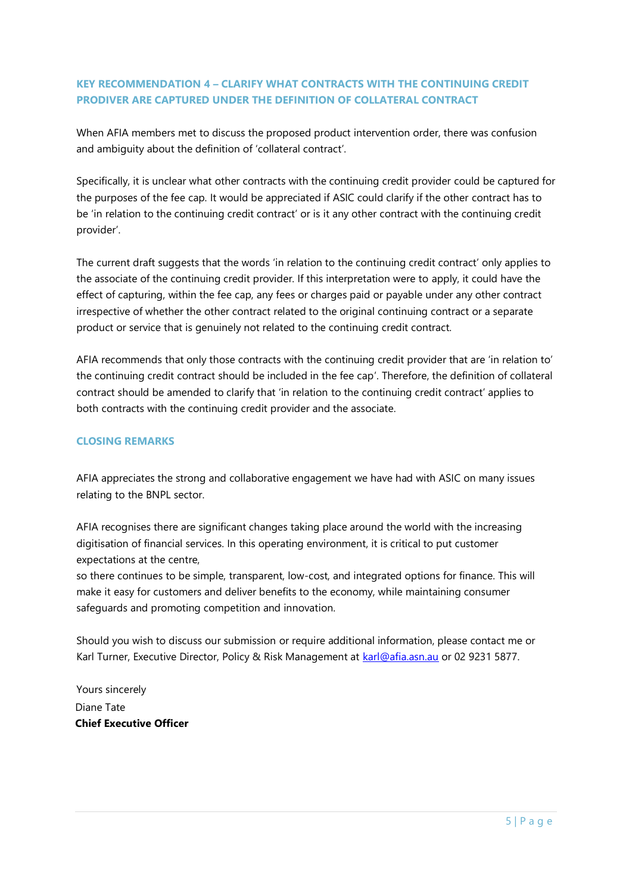## KEY RECOMMENDATION 4 – CLARIFY WHAT CONTRACTS WITH THE CONTINUING CREDIT PRODIVER ARE CAPTURED UNDER THE DEFINITION OF COLLATERAL CONTRACT

When AFIA members met to discuss the proposed product intervention order, there was confusion and ambiguity about the definition of 'collateral contract'.

Specifically, it is unclear what other contracts with the continuing credit provider could be captured for the purposes of the fee cap. It would be appreciated if ASIC could clarify if the other contract has to be 'in relation to the continuing credit contract' or is it any other contract with the continuing credit provider'.

The current draft suggests that the words 'in relation to the continuing credit contract' only applies to the associate of the continuing credit provider. If this interpretation were to apply, it could have the effect of capturing, within the fee cap, any fees or charges paid or payable under any other contract irrespective of whether the other contract related to the original continuing contract or a separate product or service that is genuinely not related to the continuing credit contract.

AFIA recommends that only those contracts with the continuing credit provider that are 'in relation to' the continuing credit contract should be included in the fee cap'. Therefore, the definition of collateral contract should be amended to clarify that 'in relation to the continuing credit contract' applies to both contracts with the continuing credit provider and the associate.

## CLOSING REMARKS

AFIA appreciates the strong and collaborative engagement we have had with ASIC on many issues relating to the BNPL sector.

AFIA recognises there are significant changes taking place around the world with the increasing digitisation of financial services. In this operating environment, it is critical to put customer expectations at the centre,
so there continues to be simple, transparent, low-cost, and integrated options for finance. This will make it easy for customers and deliver benefits to the economy, while maintaining consumer safeguards and promoting competition and innovation.

Should you wish to discuss our submission or require additional information, please contact me or Karl Turner, Executive Director, Policy & Risk Management at karl@afia.asn.au or 02 9231 5877.

Yours sincerely
Diane Tate
**Chief Executive Officer**